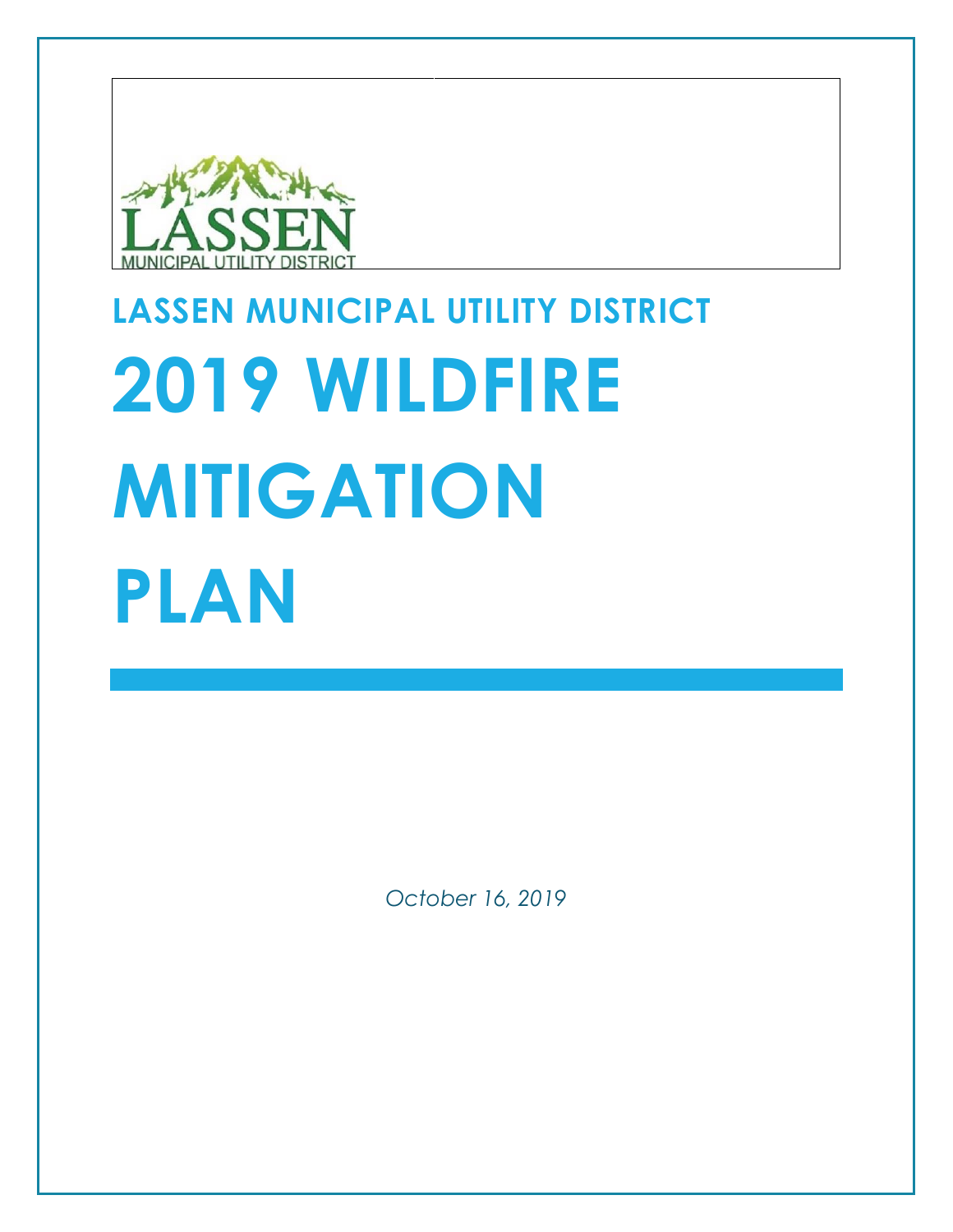LASSEN
MUNICIPAL UTILITY DISTRICT

## LASSEN MUNICIPAL UTILITY DISTRICT

# 2019 WILDFIRE MITIGATION PLAN

*October 16, 2019*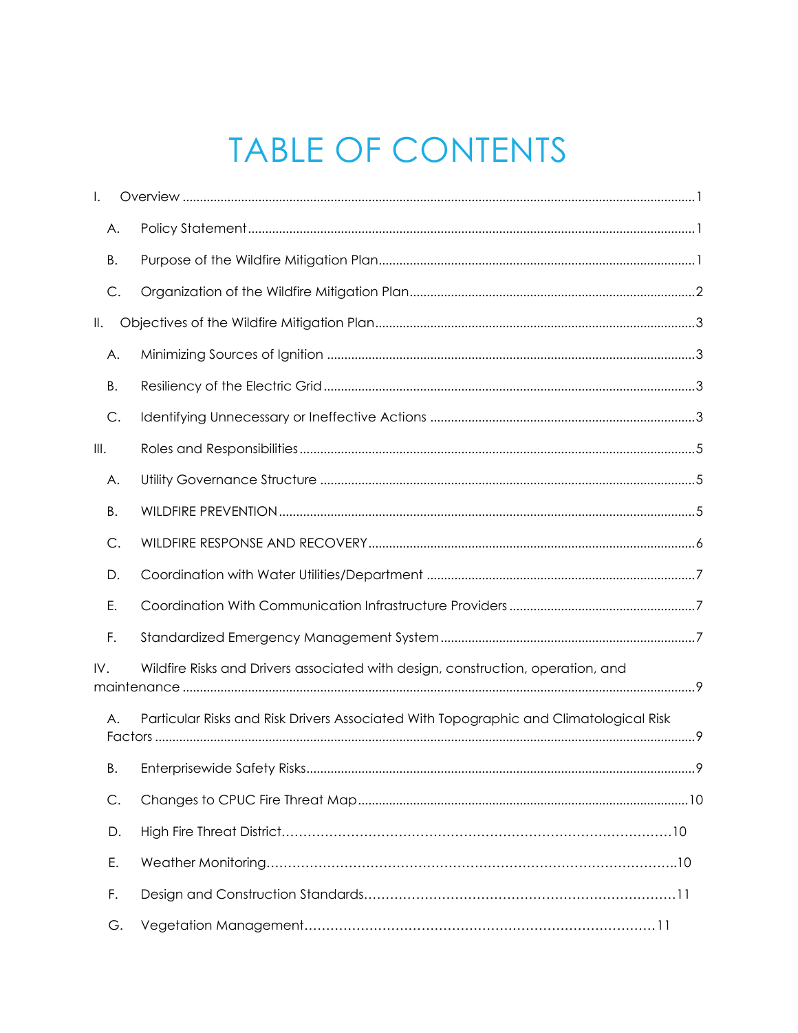# TABLE OF CONTENTS

I. Overview ............................................................................................................................................1

A. Policy Statement ...............................................................................................................................1

B. Purpose of the Wildfire Mitigation Plan ..........................................................................................1

C. Organization of the Wildfire Mitigation Plan .................................................................................2

II. Objectives of the Wildfire Mitigation Plan ...................................................................................3

A. Minimizing Sources of Ignition .........................................................................................................3

B. Resiliency of the Electric Grid ..........................................................................................................3

C. Identifying Unnecessary or Ineffective Actions ............................................................................3

III. Roles and Responsibilities ..............................................................................................................5

A. Utility Governance Structure ...........................................................................................................5

B. WILDFIRE PREVENTION .......................................................................................................................5

C. WILDFIRE RESPONSE AND RECOVERY ............................................................................................6

D. Coordination with Water Utilities/Department ............................................................................7

E. Coordination With Communication Infrastructure Providers .....................................................7

F. Standardized Emergency Management System ........................................................................7

IV. Wildfire Risks and Drivers associated with design, construction, operation, and maintenance ............................................................................................................................................9

A. Particular Risks and Risk Drivers Associated With Topographic and Climatological Risk Factors ............................................................................................................................................9

B. Enterprisewide Safety Risks ...............................................................................................................9

C. Changes to CPUC Fire Threat Map ..............................................................................................10

D. High Fire Threat District.....................................................................................................10

E. Weather Monitoring..........................................................................................................10

F. Design and Construction Standards.................................................................................11

G. Vegetation Management..............................................................................................11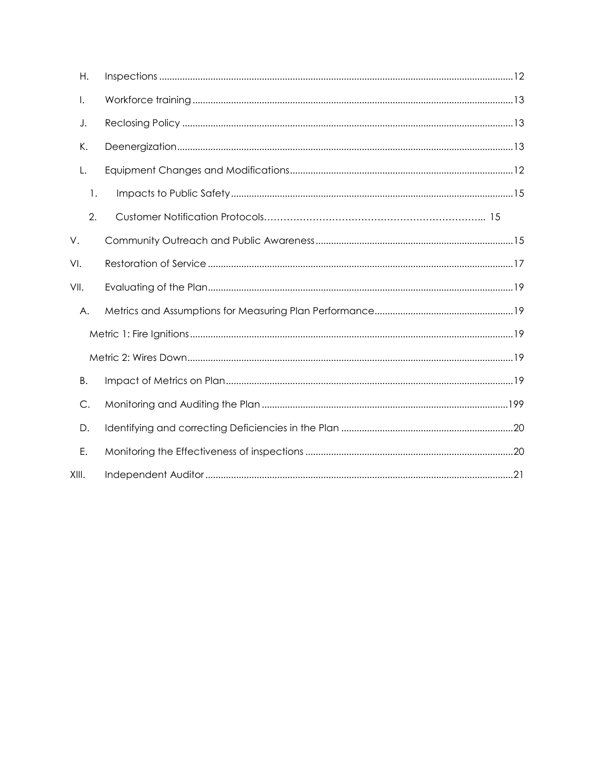H. Inspections ........................................................................................................................................12

I. Workforce training ...........................................................................................................................13

J. Reclosing Policy ...............................................................................................................................13

K. Deenergization.................................................................................................................................13

L. Equipment Changes and Modifications.....................................................................................12

1. Impacts to Public Safety............................................................................................................15

2. Customer Notification Protocols………………………………………………………….. 15

V. Community Outreach and Public Awareness............................................................................15

VI. Restoration of Service .....................................................................................................................17

VII. Evaluating of the Plan......................................................................................................................19

A. Metrics and Assumptions for Measuring Plan Performance.....................................................19

Metric 1: Fire Ignitions............................................................................................................................19

Metric 2: Wires Down.............................................................................................................................19

B. Impact of Metrics on Plan..............................................................................................................19

C. Monitoring and Auditing the Plan ..............................................................................................199

D. Identifying and correcting Deficiencies in the Plan ..................................................................20

E. Monitoring the Effectiveness of inspections ...............................................................................20

XIII. Independent Auditor ......................................................................................................................21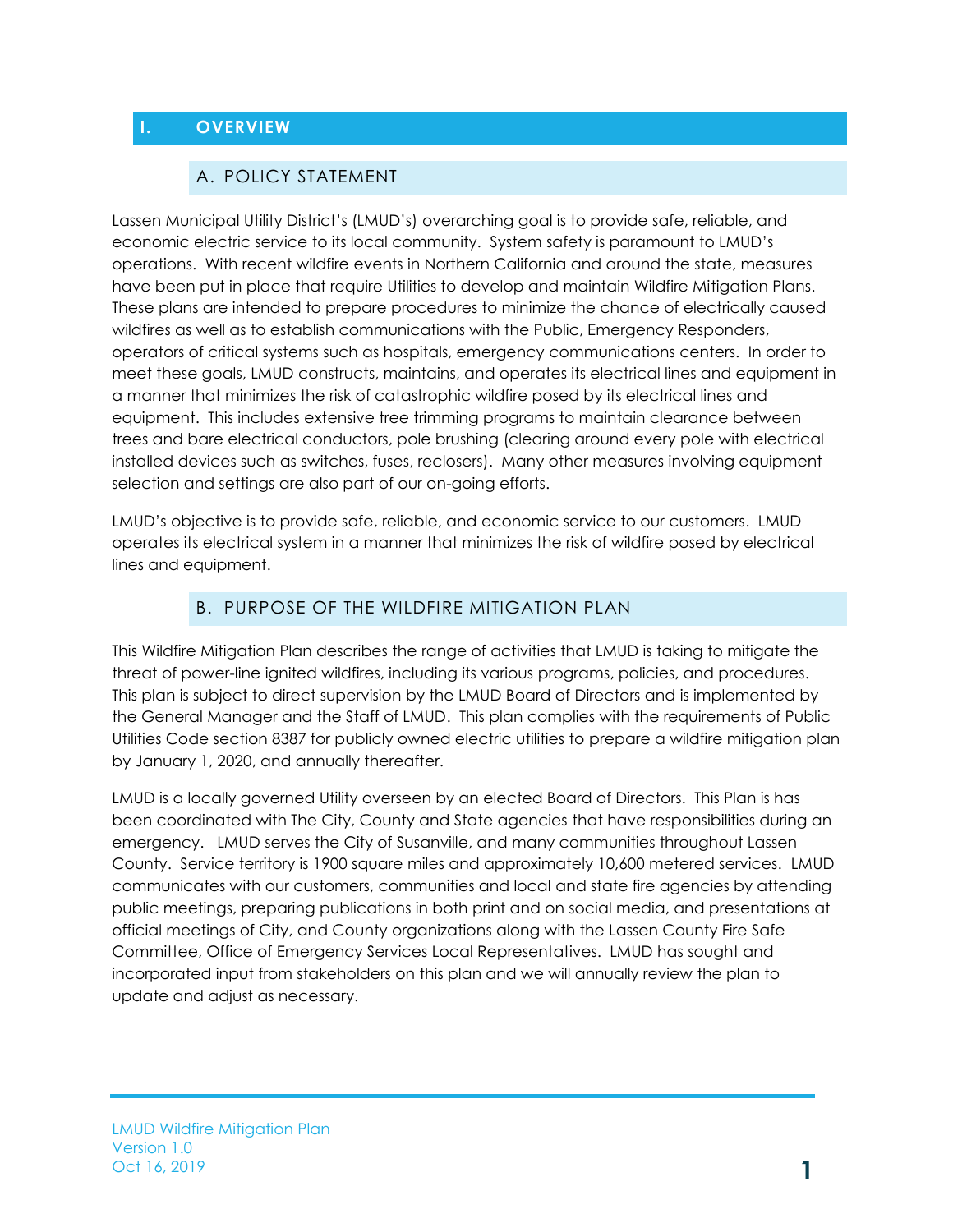# I. OVERVIEW

## A. POLICY STATEMENT

Lassen Municipal Utility District's (LMUD's) overarching goal is to provide safe, reliable, and economic electric service to its local community. System safety is paramount to LMUD's operations. With recent wildfire events in Northern California and around the state, measures have been put in place that require Utilities to develop and maintain Wildfire Mitigation Plans. These plans are intended to prepare procedures to minimize the chance of electrically caused wildfires as well as to establish communications with the Public, Emergency Responders, operators of critical systems such as hospitals, emergency communications centers. In order to meet these goals, LMUD constructs, maintains, and operates its electrical lines and equipment in a manner that minimizes the risk of catastrophic wildfire posed by its electrical lines and equipment. This includes extensive tree trimming programs to maintain clearance between trees and bare electrical conductors, pole brushing (clearing around every pole with electrical installed devices such as switches, fuses, reclosers). Many other measures involving equipment selection and settings are also part of our on-going efforts.

LMUD's objective is to provide safe, reliable, and economic service to our customers. LMUD operates its electrical system in a manner that minimizes the risk of wildfire posed by electrical lines and equipment.

## B. PURPOSE OF THE WILDFIRE MITIGATION PLAN

This Wildfire Mitigation Plan describes the range of activities that LMUD is taking to mitigate the threat of power-line ignited wildfires, including its various programs, policies, and procedures. This plan is subject to direct supervision by the LMUD Board of Directors and is implemented by the General Manager and the Staff of LMUD. This plan complies with the requirements of Public Utilities Code section 8387 for publicly owned electric utilities to prepare a wildfire mitigation plan by January 1, 2020, and annually thereafter.

LMUD is a locally governed Utility overseen by an elected Board of Directors. This Plan is has been coordinated with The City, County and State agencies that have responsibilities during an emergency. LMUD serves the City of Susanville, and many communities throughout Lassen County. Service territory is 1900 square miles and approximately 10,600 metered services. LMUD communicates with our customers, communities and local and state fire agencies by attending public meetings, preparing publications in both print and on social media, and presentations at official meetings of City, and County organizations along with the Lassen County Fire Safe Committee, Office of Emergency Services Local Representatives. LMUD has sought and incorporated input from stakeholders on this plan and we will annually review the plan to update and adjust as necessary.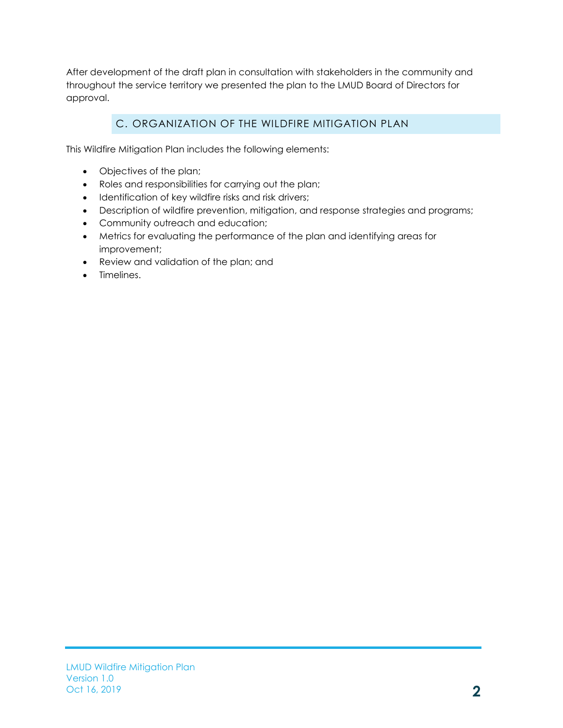After development of the draft plan in consultation with stakeholders in the community and throughout the service territory we presented the plan to the LMUD Board of Directors for approval.

## C. ORGANIZATION OF THE WILDFIRE MITIGATION PLAN

This Wildfire Mitigation Plan includes the following elements:

- Objectives of the plan;
- Roles and responsibilities for carrying out the plan;
- Identification of key wildfire risks and risk drivers;
- Description of wildfire prevention, mitigation, and response strategies and programs;
- Community outreach and education;
- Metrics for evaluating the performance of the plan and identifying areas for improvement;
- Review and validation of the plan; and
- Timelines.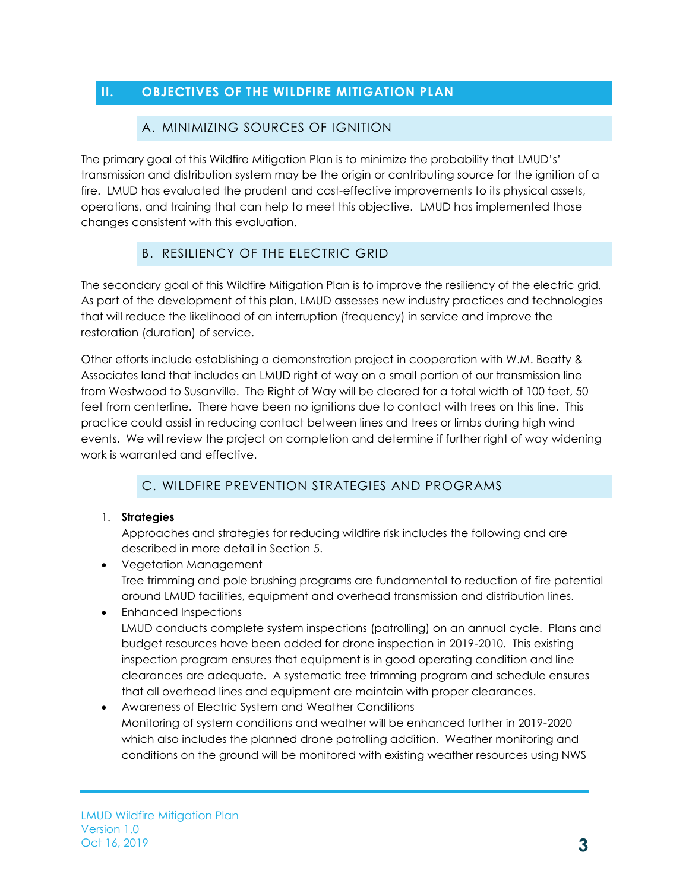## II. OBJECTIVES OF THE WILDFIRE MITIGATION PLAN

### A. MINIMIZING SOURCES OF IGNITION

The primary goal of this Wildfire Mitigation Plan is to minimize the probability that LMUD's' transmission and distribution system may be the origin or contributing source for the ignition of a fire. LMUD has evaluated the prudent and cost-effective improvements to its physical assets, operations, and training that can help to meet this objective. LMUD has implemented those changes consistent with this evaluation.

### B. RESILIENCY OF THE ELECTRIC GRID

The secondary goal of this Wildfire Mitigation Plan is to improve the resiliency of the electric grid. As part of the development of this plan, LMUD assesses new industry practices and technologies that will reduce the likelihood of an interruption (frequency) in service and improve the restoration (duration) of service.

Other efforts include establishing a demonstration project in cooperation with W.M. Beatty & Associates land that includes an LMUD right of way on a small portion of our transmission line from Westwood to Susanville. The Right of Way will be cleared for a total width of 100 feet, 50 feet from centerline. There have been no ignitions due to contact with trees on this line. This practice could assist in reducing contact between lines and trees or limbs during high wind events. We will review the project on completion and determine if further right of way widening work is warranted and effective.

### C. WILDFIRE PREVENTION STRATEGIES AND PROGRAMS

1. **Strategies**
   Approaches and strategies for reducing wildfire risk includes the following and are described in more detail in Section 5.

- Vegetation Management
  Tree trimming and pole brushing programs are fundamental to reduction of fire potential around LMUD facilities, equipment and overhead transmission and distribution lines.
- Enhanced Inspections
  LMUD conducts complete system inspections (patrolling) on an annual cycle. Plans and budget resources have been added for drone inspection in 2019-2010. This existing inspection program ensures that equipment is in good operating condition and line clearances are adequate. A systematic tree trimming program and schedule ensures that all overhead lines and equipment are maintain with proper clearances.
- Awareness of Electric System and Weather Conditions
  Monitoring of system conditions and weather will be enhanced further in 2019-2020 which also includes the planned drone patrolling addition. Weather monitoring and conditions on the ground will be monitored with existing weather resources using NWS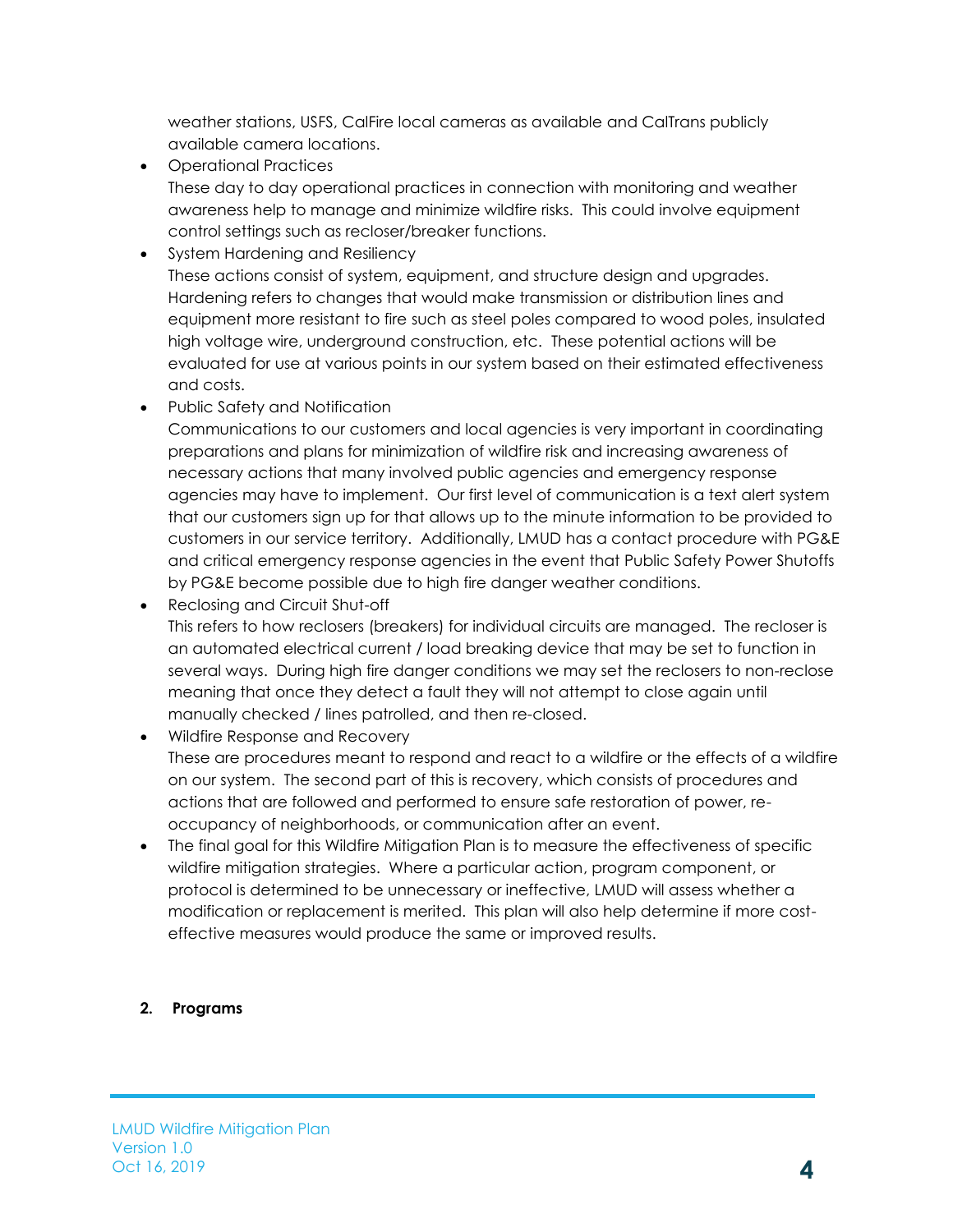weather stations, USFS, CalFire local cameras as available and CalTrans publicly available camera locations.

- Operational Practices
  These day to day operational practices in connection with monitoring and weather awareness help to manage and minimize wildfire risks. This could involve equipment control settings such as recloser/breaker functions.
- System Hardening and Resiliency
  These actions consist of system, equipment, and structure design and upgrades. Hardening refers to changes that would make transmission or distribution lines and equipment more resistant to fire such as steel poles compared to wood poles, insulated high voltage wire, underground construction, etc. These potential actions will be evaluated for use at various points in our system based on their estimated effectiveness and costs.
- Public Safety and Notification
  Communications to our customers and local agencies is very important in coordinating preparations and plans for minimization of wildfire risk and increasing awareness of necessary actions that many involved public agencies and emergency response agencies may have to implement. Our first level of communication is a text alert system that our customers sign up for that allows up to the minute information to be provided to customers in our service territory. Additionally, LMUD has a contact procedure with PG&E and critical emergency response agencies in the event that Public Safety Power Shutoffs by PG&E become possible due to high fire danger weather conditions.
- Reclosing and Circuit Shut-off
  This refers to how reclosers (breakers) for individual circuits are managed. The recloser is an automated electrical current / load breaking device that may be set to function in several ways. During high fire danger conditions we may set the reclosers to non-reclose meaning that once they detect a fault they will not attempt to close again until manually checked / lines patrolled, and then re-closed.
- Wildfire Response and Recovery
  These are procedures meant to respond and react to a wildfire or the effects of a wildfire on our system. The second part of this is recovery, which consists of procedures and actions that are followed and performed to ensure safe restoration of power, re-occupancy of neighborhoods, or communication after an event.
- The final goal for this Wildfire Mitigation Plan is to measure the effectiveness of specific wildfire mitigation strategies. Where a particular action, program component, or protocol is determined to be unnecessary or ineffective, LMUD will assess whether a modification or replacement is merited. This plan will also help determine if more cost-effective measures would produce the same or improved results.

## 2. Programs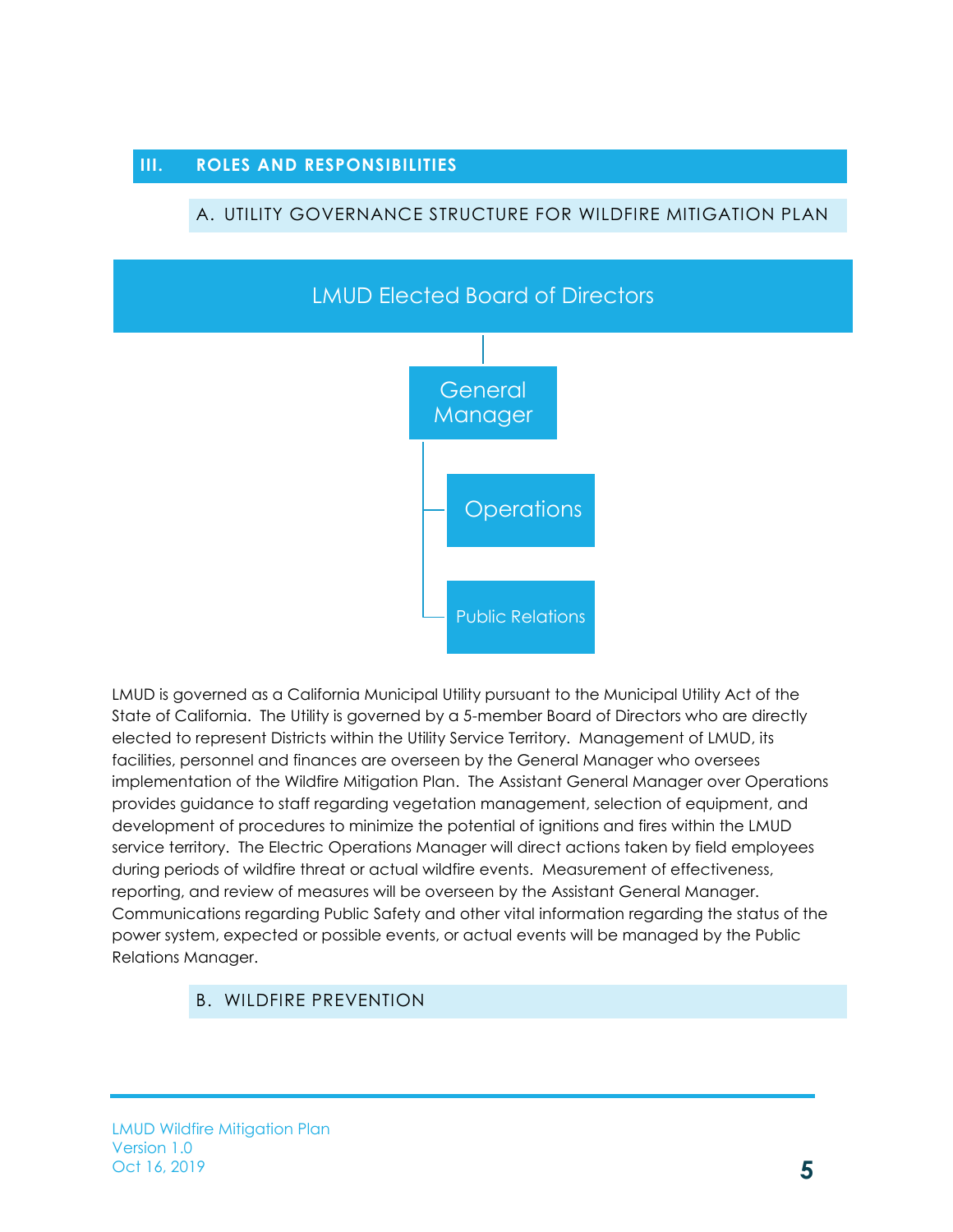## III. ROLES AND RESPONSIBILITIES

### A. UTILITY GOVERNANCE STRUCTURE FOR WILDFIRE MITIGATION PLAN

LMUD Elected Board of Directors

General Manager

Operations

Public Relations

LMUD is governed as a California Municipal Utility pursuant to the Municipal Utility Act of the State of California. The Utility is governed by a 5-member Board of Directors who are directly elected to represent Districts within the Utility Service Territory. Management of LMUD, its facilities, personnel and finances are overseen by the General Manager who oversees implementation of the Wildfire Mitigation Plan. The Assistant General Manager over Operations provides guidance to staff regarding vegetation management, selection of equipment, and development of procedures to minimize the potential of ignitions and fires within the LMUD service territory. The Electric Operations Manager will direct actions taken by field employees during periods of wildfire threat or actual wildfire events. Measurement of effectiveness, reporting, and review of measures will be overseen by the Assistant General Manager. Communications regarding Public Safety and other vital information regarding the status of the power system, expected or possible events, or actual events will be managed by the Public Relations Manager.

### B. WILDFIRE PREVENTION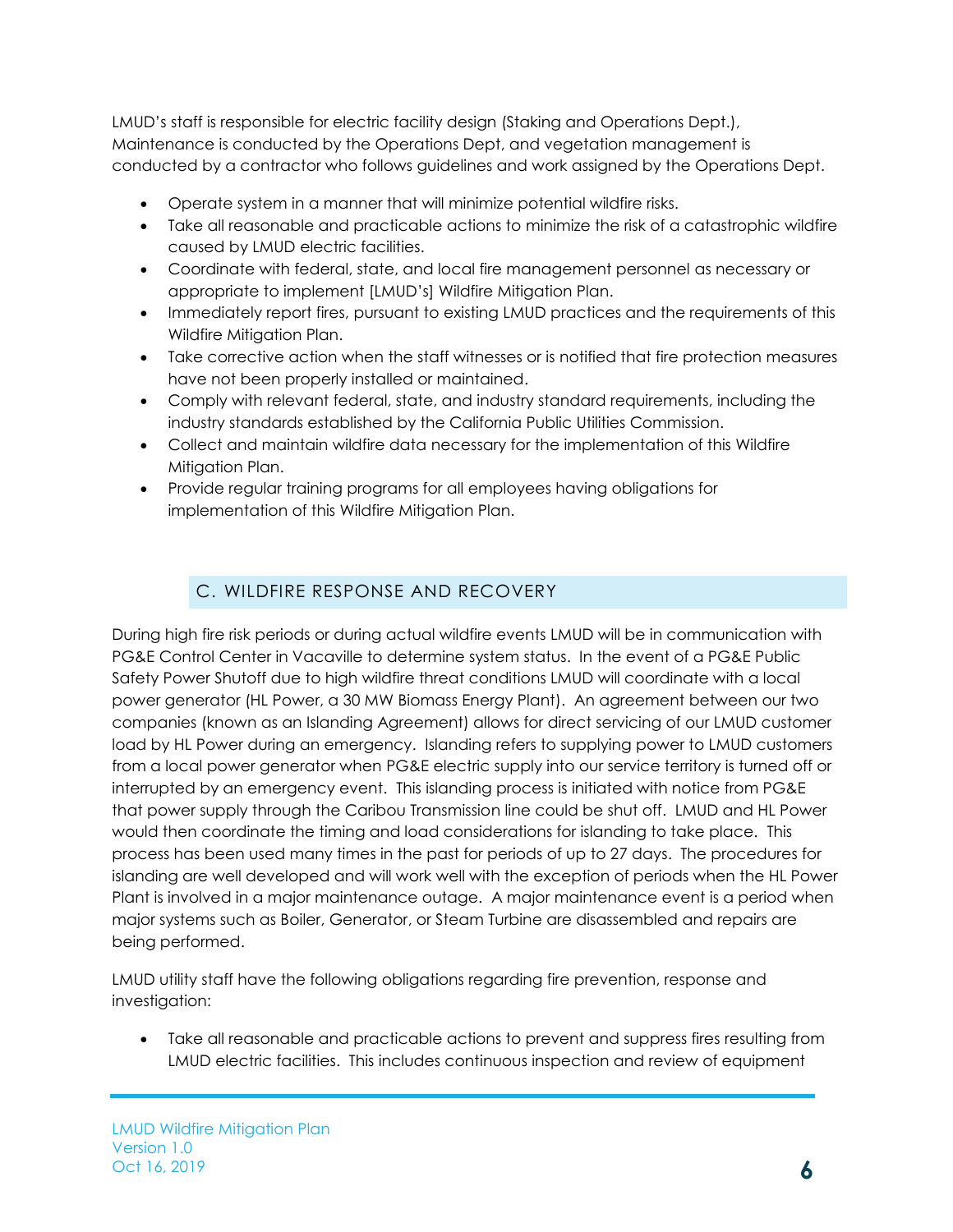LMUD's staff is responsible for electric facility design (Staking and Operations Dept.), Maintenance is conducted by the Operations Dept, and vegetation management is conducted by a contractor who follows guidelines and work assigned by the Operations Dept.

- Operate system in a manner that will minimize potential wildfire risks.
- Take all reasonable and practicable actions to minimize the risk of a catastrophic wildfire caused by LMUD electric facilities.
- Coordinate with federal, state, and local fire management personnel as necessary or appropriate to implement [LMUD's] Wildfire Mitigation Plan.
- Immediately report fires, pursuant to existing LMUD practices and the requirements of this Wildfire Mitigation Plan.
- Take corrective action when the staff witnesses or is notified that fire protection measures have not been properly installed or maintained.
- Comply with relevant federal, state, and industry standard requirements, including the industry standards established by the California Public Utilities Commission.
- Collect and maintain wildfire data necessary for the implementation of this Wildfire Mitigation Plan.
- Provide regular training programs for all employees having obligations for implementation of this Wildfire Mitigation Plan.

## C. WILDFIRE RESPONSE AND RECOVERY

During high fire risk periods or during actual wildfire events LMUD will be in communication with PG&E Control Center in Vacaville to determine system status. In the event of a PG&E Public Safety Power Shutoff due to high wildfire threat conditions LMUD will coordinate with a local power generator (HL Power, a 30 MW Biomass Energy Plant). An agreement between our two companies (known as an Islanding Agreement) allows for direct servicing of our LMUD customer load by HL Power during an emergency. Islanding refers to supplying power to LMUD customers from a local power generator when PG&E electric supply into our service territory is turned off or interrupted by an emergency event. This islanding process is initiated with notice from PG&E that power supply through the Caribou Transmission line could be shut off. LMUD and HL Power would then coordinate the timing and load considerations for islanding to take place. This process has been used many times in the past for periods of up to 27 days. The procedures for islanding are well developed and will work well with the exception of periods when the HL Power Plant is involved in a major maintenance outage. A major maintenance event is a period when major systems such as Boiler, Generator, or Steam Turbine are disassembled and repairs are being performed.

LMUD utility staff have the following obligations regarding fire prevention, response and investigation:

- Take all reasonable and practicable actions to prevent and suppress fires resulting from LMUD electric facilities. This includes continuous inspection and review of equipment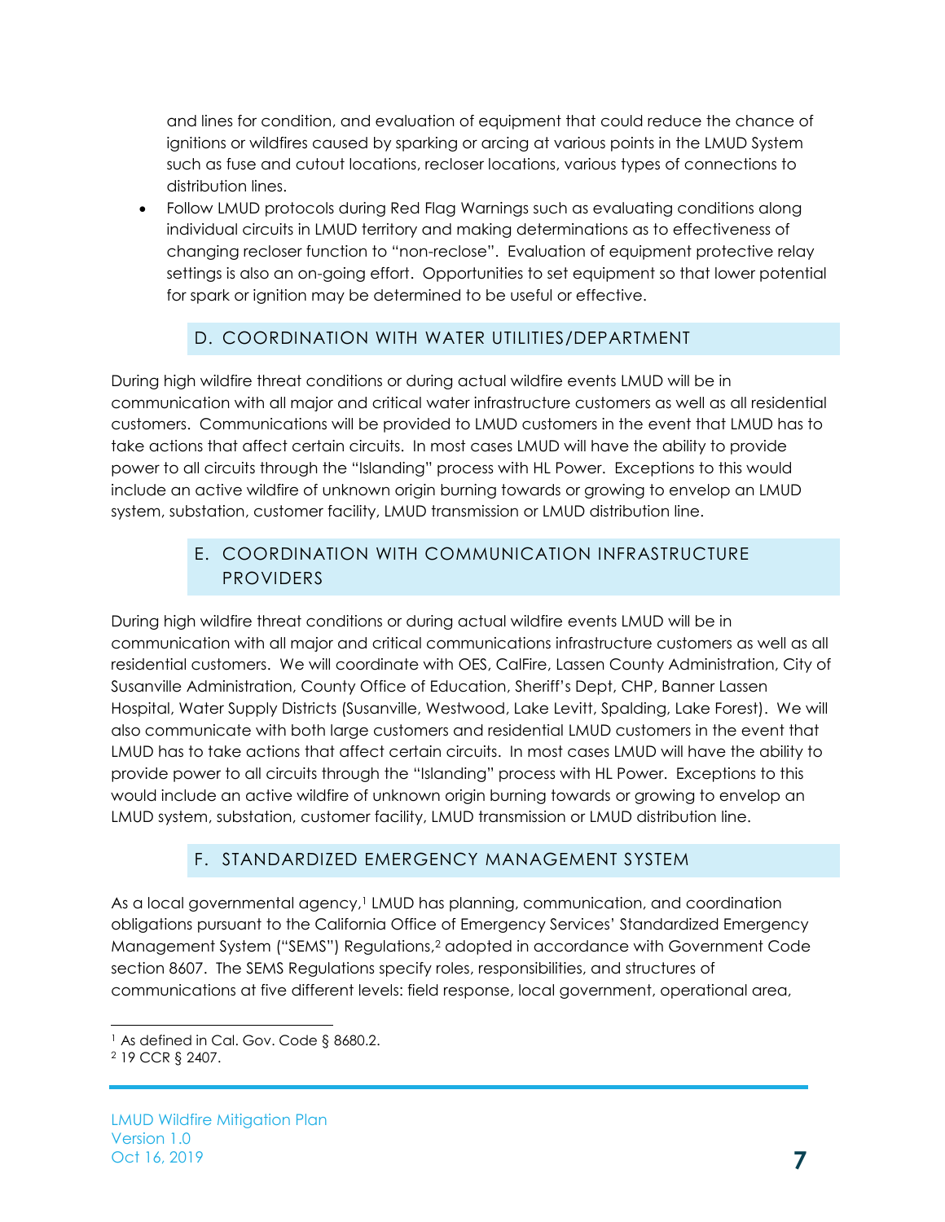and lines for condition, and evaluation of equipment that could reduce the chance of ignitions or wildfires caused by sparking or arcing at various points in the LMUD System such as fuse and cutout locations, recloser locations, various types of connections to distribution lines.

- Follow LMUD protocols during Red Flag Warnings such as evaluating conditions along individual circuits in LMUD territory and making determinations as to effectiveness of changing recloser function to "non-reclose". Evaluation of equipment protective relay settings is also an on-going effort. Opportunities to set equipment so that lower potential for spark or ignition may be determined to be useful or effective.

## D. COORDINATION WITH WATER UTILITIES/DEPARTMENT

During high wildfire threat conditions or during actual wildfire events LMUD will be in communication with all major and critical water infrastructure customers as well as all residential customers. Communications will be provided to LMUD customers in the event that LMUD has to take actions that affect certain circuits. In most cases LMUD will have the ability to provide power to all circuits through the "Islanding" process with HL Power. Exceptions to this would include an active wildfire of unknown origin burning towards or growing to envelop an LMUD system, substation, customer facility, LMUD transmission or LMUD distribution line.

## E. COORDINATION WITH COMMUNICATION INFRASTRUCTURE PROVIDERS

During high wildfire threat conditions or during actual wildfire events LMUD will be in communication with all major and critical communications infrastructure customers as well as all residential customers. We will coordinate with OES, CalFire, Lassen County Administration, City of Susanville Administration, County Office of Education, Sheriff's Dept, CHP, Banner Lassen Hospital, Water Supply Districts (Susanville, Westwood, Lake Levitt, Spalding, Lake Forest). We will also communicate with both large customers and residential LMUD customers in the event that LMUD has to take actions that affect certain circuits. In most cases LMUD will have the ability to provide power to all circuits through the "Islanding" process with HL Power. Exceptions to this would include an active wildfire of unknown origin burning towards or growing to envelop an LMUD system, substation, customer facility, LMUD transmission or LMUD distribution line.

## F. STANDARDIZED EMERGENCY MANAGEMENT SYSTEM

As a local governmental agency,[1] LMUD has planning, communication, and coordination obligations pursuant to the California Office of Emergency Services' Standardized Emergency Management System ("SEMS") Regulations,[2] adopted in accordance with Government Code section 8607. The SEMS Regulations specify roles, responsibilities, and structures of communications at five different levels: field response, local government, operational area,

[1] As defined in Cal. Gov. Code § 8680.2.

[2] 19 CCR § 2407.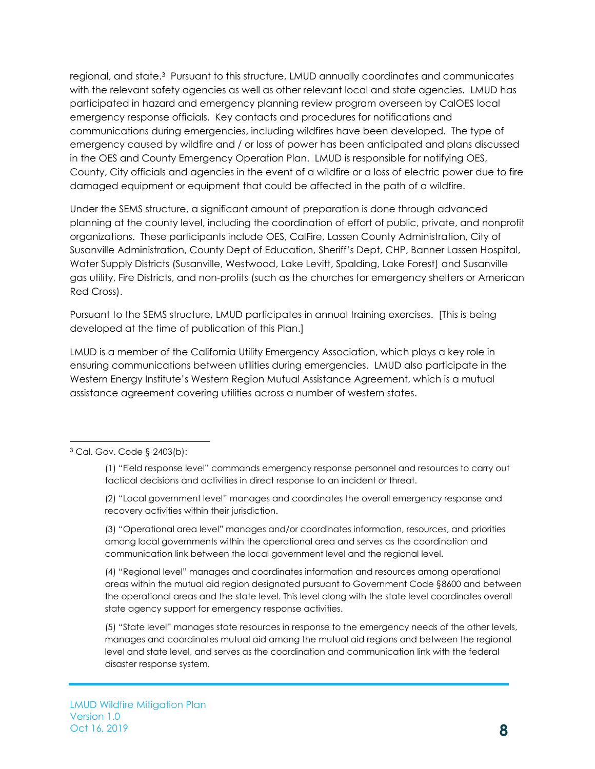regional, and state.[3] Pursuant to this structure, LMUD annually coordinates and communicates with the relevant safety agencies as well as other relevant local and state agencies. LMUD has participated in hazard and emergency planning review program overseen by CalOES local emergency response officials. Key contacts and procedures for notifications and communications during emergencies, including wildfires have been developed. The type of emergency caused by wildfire and / or loss of power has been anticipated and plans discussed in the OES and County Emergency Operation Plan. LMUD is responsible for notifying OES, County, City officials and agencies in the event of a wildfire or a loss of electric power due to fire damaged equipment or equipment that could be affected in the path of a wildfire.

Under the SEMS structure, a significant amount of preparation is done through advanced planning at the county level, including the coordination of effort of public, private, and nonprofit organizations. These participants include OES, CalFire, Lassen County Administration, City of Susanville Administration, County Dept of Education, Sheriff's Dept, CHP, Banner Lassen Hospital, Water Supply Districts (Susanville, Westwood, Lake Levitt, Spalding, Lake Forest) and Susanville gas utility, Fire Districts, and non-profits (such as the churches for emergency shelters or American Red Cross).

Pursuant to the SEMS structure, LMUD participates in annual training exercises. [This is being developed at the time of publication of this Plan.]

LMUD is a member of the California Utility Emergency Association, which plays a key role in ensuring communications between utilities during emergencies. LMUD also participate in the Western Energy Institute's Western Region Mutual Assistance Agreement, which is a mutual assistance agreement covering utilities across a number of western states.

---

[3] Cal. Gov. Code § 2403(b):

> (1) "Field response level" commands emergency response personnel and resources to carry out tactical decisions and activities in direct response to an incident or threat.
>
> (2) "Local government level" manages and coordinates the overall emergency response and recovery activities within their jurisdiction.
>
> (3) "Operational area level" manages and/or coordinates information, resources, and priorities among local governments within the operational area and serves as the coordination and communication link between the local government level and the regional level.
>
> (4) "Regional level" manages and coordinates information and resources among operational areas within the mutual aid region designated pursuant to Government Code §8600 and between the operational areas and the state level. This level along with the state level coordinates overall state agency support for emergency response activities.
>
> (5) "State level" manages state resources in response to the emergency needs of the other levels, manages and coordinates mutual aid among the mutual aid regions and between the regional level and state level, and serves as the coordination and communication link with the federal disaster response system.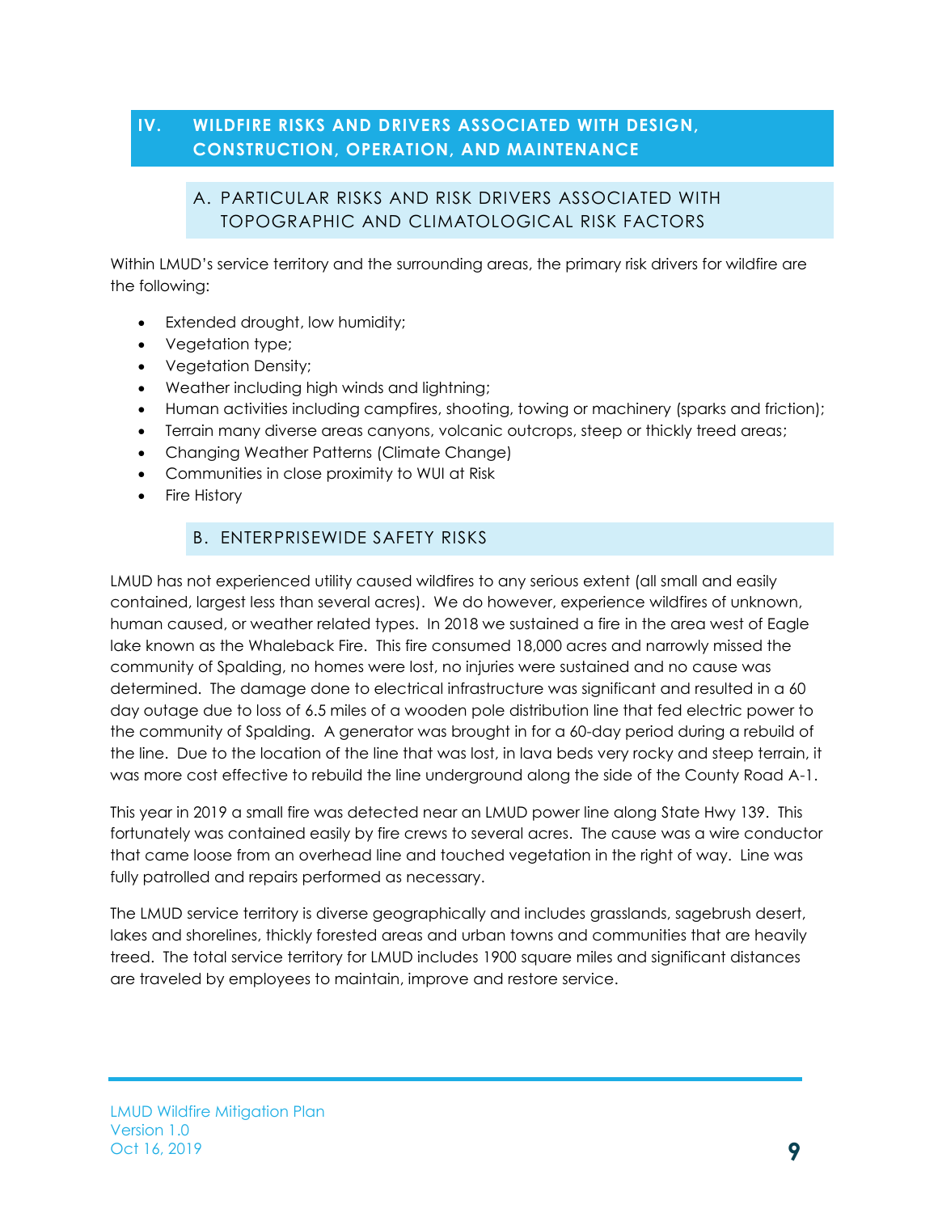# IV. WILDFIRE RISKS AND DRIVERS ASSOCIATED WITH DESIGN, CONSTRUCTION, OPERATION, AND MAINTENANCE

## A. PARTICULAR RISKS AND RISK DRIVERS ASSOCIATED WITH TOPOGRAPHIC AND CLIMATOLOGICAL RISK FACTORS

Within LMUD's service territory and the surrounding areas, the primary risk drivers for wildfire are the following:

- Extended drought, low humidity;
- Vegetation type;
- Vegetation Density;
- Weather including high winds and lightning;
- Human activities including campfires, shooting, towing or machinery (sparks and friction);
- Terrain many diverse areas canyons, volcanic outcrops, steep or thickly treed areas;
- Changing Weather Patterns (Climate Change)
- Communities in close proximity to WUI at Risk
- Fire History

## B. ENTERPRISEWIDE SAFETY RISKS

LMUD has not experienced utility caused wildfires to any serious extent (all small and easily contained, largest less than several acres). We do however, experience wildfires of unknown, human caused, or weather related types. In 2018 we sustained a fire in the area west of Eagle lake known as the Whaleback Fire. This fire consumed 18,000 acres and narrowly missed the community of Spalding, no homes were lost, no injuries were sustained and no cause was determined. The damage done to electrical infrastructure was significant and resulted in a 60 day outage due to loss of 6.5 miles of a wooden pole distribution line that fed electric power to the community of Spalding. A generator was brought in for a 60-day period during a rebuild of the line. Due to the location of the line that was lost, in lava beds very rocky and steep terrain, it was more cost effective to rebuild the line underground along the side of the County Road A-1.

This year in 2019 a small fire was detected near an LMUD power line along State Hwy 139. This fortunately was contained easily by fire crews to several acres. The cause was a wire conductor that came loose from an overhead line and touched vegetation in the right of way. Line was fully patrolled and repairs performed as necessary.

The LMUD service territory is diverse geographically and includes grasslands, sagebrush desert, lakes and shorelines, thickly forested areas and urban towns and communities that are heavily treed. The total service territory for LMUD includes 1900 square miles and significant distances are traveled by employees to maintain, improve and restore service.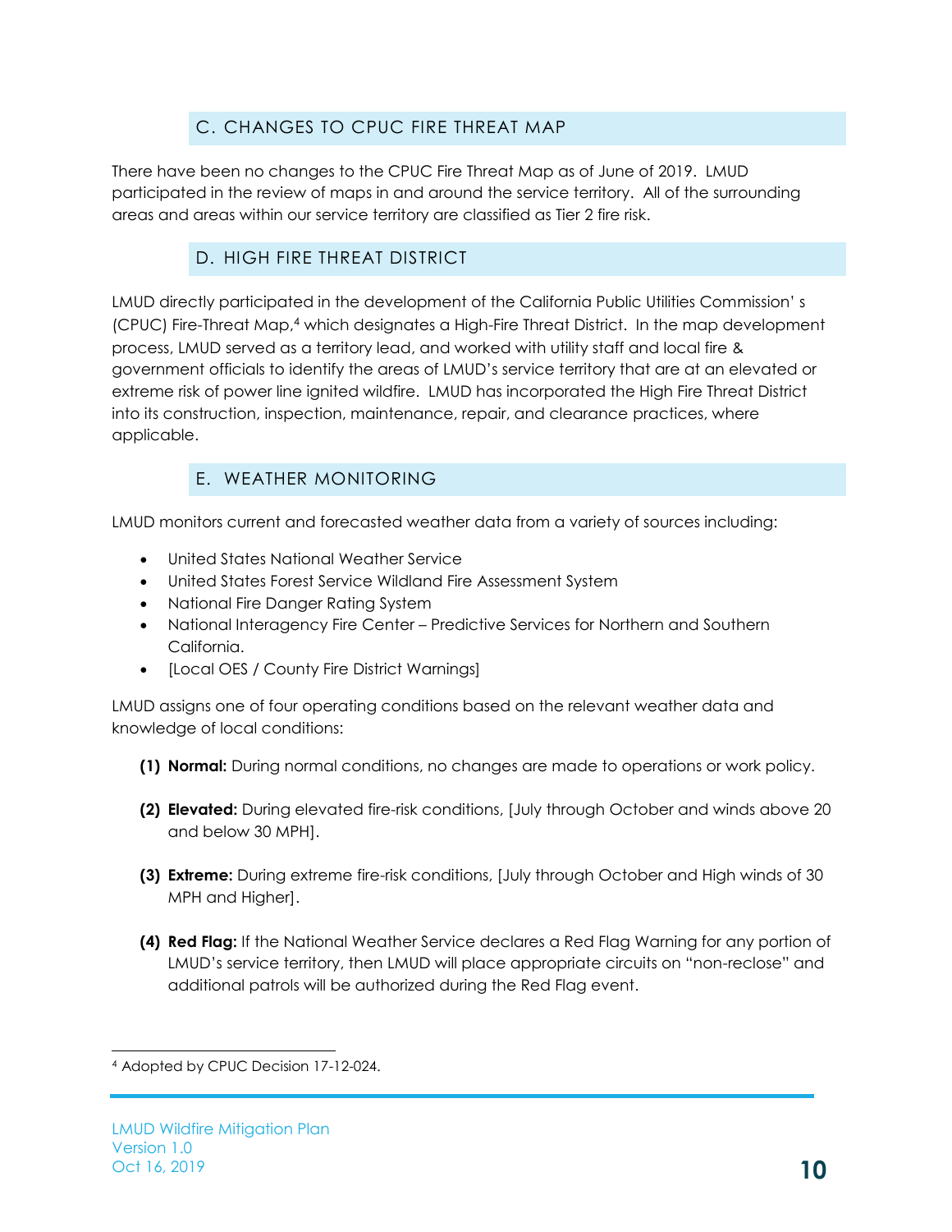## C. CHANGES TO CPUC FIRE THREAT MAP

There have been no changes to the CPUC Fire Threat Map as of June of 2019. LMUD participated in the review of maps in and around the service territory. All of the surrounding areas and areas within our service territory are classified as Tier 2 fire risk.

## D. HIGH FIRE THREAT DISTRICT

LMUD directly participated in the development of the California Public Utilities Commission' s (CPUC) Fire-Threat Map,[4] which designates a High-Fire Threat District. In the map development process, LMUD served as a territory lead, and worked with utility staff and local fire & government officials to identify the areas of LMUD's service territory that are at an elevated or extreme risk of power line ignited wildfire. LMUD has incorporated the High Fire Threat District into its construction, inspection, maintenance, repair, and clearance practices, where applicable.

## E. WEATHER MONITORING

LMUD monitors current and forecasted weather data from a variety of sources including:

- United States National Weather Service
- United States Forest Service Wildland Fire Assessment System
- National Fire Danger Rating System
- National Interagency Fire Center – Predictive Services for Northern and Southern California.
- [Local OES / County Fire District Warnings]

LMUD assigns one of four operating conditions based on the relevant weather data and knowledge of local conditions:

**(1) Normal:** During normal conditions, no changes are made to operations or work policy.

**(2) Elevated:** During elevated fire-risk conditions, [July through October and winds above 20 and below 30 MPH].

**(3) Extreme:** During extreme fire-risk conditions, [July through October and High winds of 30 MPH and Higher].

**(4) Red Flag:** If the National Weather Service declares a Red Flag Warning for any portion of LMUD's service territory, then LMUD will place appropriate circuits on "non-reclose" and additional patrols will be authorized during the Red Flag event.

---

[4] Adopted by CPUC Decision 17-12-024.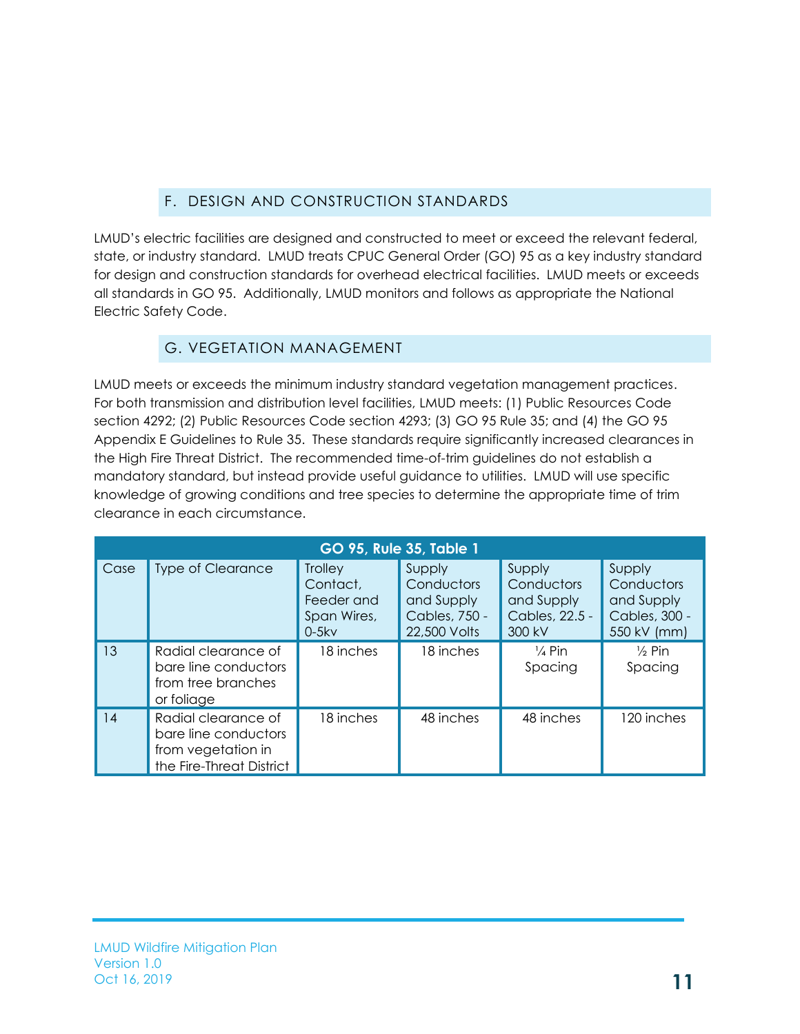## F. DESIGN AND CONSTRUCTION STANDARDS

LMUD's electric facilities are designed and constructed to meet or exceed the relevant federal, state, or industry standard. LMUD treats CPUC General Order (GO) 95 as a key industry standard for design and construction standards for overhead electrical facilities. LMUD meets or exceeds all standards in GO 95. Additionally, LMUD monitors and follows as appropriate the National Electric Safety Code.

## G. VEGETATION MANAGEMENT

LMUD meets or exceeds the minimum industry standard vegetation management practices. For both transmission and distribution level facilities, LMUD meets: (1) Public Resources Code section 4292; (2) Public Resources Code section 4293; (3) GO 95 Rule 35; and (4) the GO 95 Appendix E Guidelines to Rule 35. These standards require significantly increased clearances in the High Fire Threat District. The recommended time-of-trim guidelines do not establish a mandatory standard, but instead provide useful guidance to utilities. LMUD will use specific knowledge of growing conditions and tree species to determine the appropriate time of trim clearance in each circumstance.

**GO 95, Rule 35, Table 1**

| Case | Type of Clearance | Trolley Contact, Feeder and Span Wires, 0-5kv | Supply Conductors and Supply Cables, 750 - 22,500 Volts | Supply Conductors and Supply Cables, 22.5 - 300 kV | Supply Conductors and Supply Cables, 300 - 550 kV (mm) |
|---|---|---|---|---|---|
| 13 | Radial clearance of bare line conductors from tree branches or foliage | 18 inches | 18 inches | ¼ Pin Spacing | ½ Pin Spacing |
| 14 | Radial clearance of bare line conductors from vegetation in the Fire-Threat District | 18 inches | 48 inches | 48 inches | 120 inches |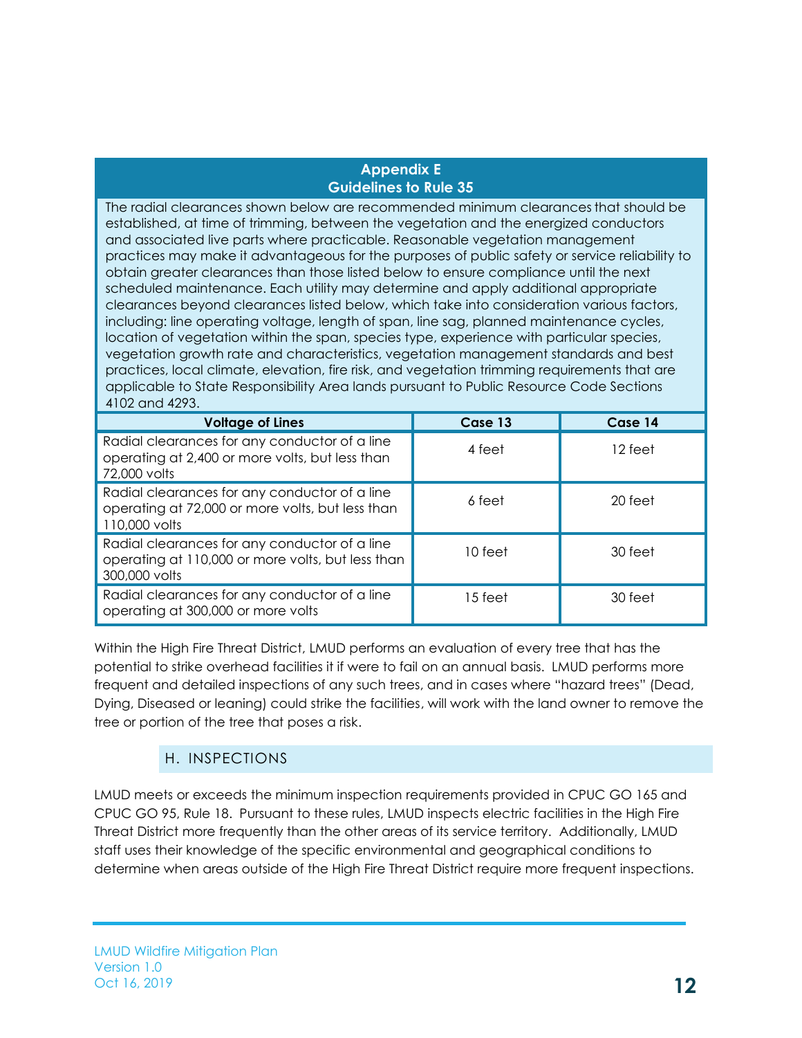| **Appendix E**<br>**Guidelines to Rule 35** | | |
|---|---|---|
| The radial clearances shown below are recommended minimum clearances that should be established, at time of trimming, between the vegetation and the energized conductors and associated live parts where practicable. Reasonable vegetation management practices may make it advantageous for the purposes of public safety or service reliability to obtain greater clearances than those listed below to ensure compliance until the next scheduled maintenance. Each utility may determine and apply additional appropriate clearances beyond clearances listed below, which take into consideration various factors, including: line operating voltage, length of span, line sag, planned maintenance cycles, location of vegetation within the span, species type, experience with particular species, vegetation growth rate and characteristics, vegetation management standards and best practices, local climate, elevation, fire risk, and vegetation trimming requirements that are applicable to State Responsibility Area lands pursuant to Public Resource Code Sections 4102 and 4293. | | |
| **Voltage of Lines** | **Case 13** | **Case 14** |
| Radial clearances for any conductor of a line operating at 2,400 or more volts, but less than 72,000 volts | 4 feet | 12 feet |
| Radial clearances for any conductor of a line operating at 72,000 or more volts, but less than 110,000 volts | 6 feet | 20 feet |
| Radial clearances for any conductor of a line operating at 110,000 or more volts, but less than 300,000 volts | 10 feet | 30 feet |
| Radial clearances for any conductor of a line operating at 300,000 or more volts | 15 feet | 30 feet |

Within the High Fire Threat District, LMUD performs an evaluation of every tree that has the potential to strike overhead facilities it if were to fail on an annual basis. LMUD performs more frequent and detailed inspections of any such trees, and in cases where "hazard trees" (Dead, Dying, Diseased or leaning) could strike the facilities, will work with the land owner to remove the tree or portion of the tree that poses a risk.

## H. INSPECTIONS

LMUD meets or exceeds the minimum inspection requirements provided in CPUC GO 165 and CPUC GO 95, Rule 18. Pursuant to these rules, LMUD inspects electric facilities in the High Fire Threat District more frequently than the other areas of its service territory. Additionally, LMUD staff uses their knowledge of the specific environmental and geographical conditions to determine when areas outside of the High Fire Threat District require more frequent inspections.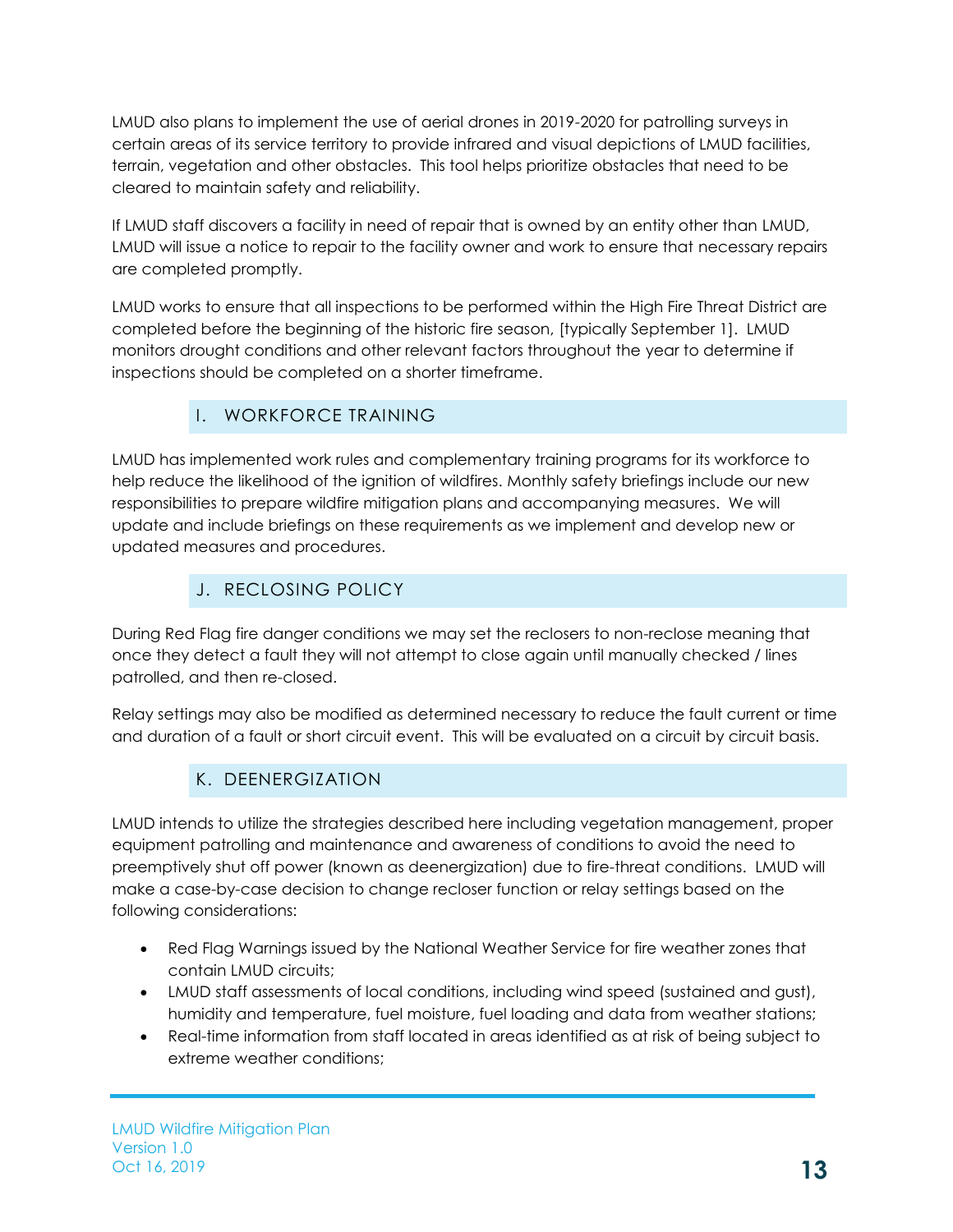LMUD also plans to implement the use of aerial drones in 2019-2020 for patrolling surveys in certain areas of its service territory to provide infrared and visual depictions of LMUD facilities, terrain, vegetation and other obstacles. This tool helps prioritize obstacles that need to be cleared to maintain safety and reliability.

If LMUD staff discovers a facility in need of repair that is owned by an entity other than LMUD, LMUD will issue a notice to repair to the facility owner and work to ensure that necessary repairs are completed promptly.

LMUD works to ensure that all inspections to be performed within the High Fire Threat District are completed before the beginning of the historic fire season, [typically September 1]. LMUD monitors drought conditions and other relevant factors throughout the year to determine if inspections should be completed on a shorter timeframe.

## I. WORKFORCE TRAINING

LMUD has implemented work rules and complementary training programs for its workforce to help reduce the likelihood of the ignition of wildfires. Monthly safety briefings include our new responsibilities to prepare wildfire mitigation plans and accompanying measures. We will update and include briefings on these requirements as we implement and develop new or updated measures and procedures.

## J. RECLOSING POLICY

During Red Flag fire danger conditions we may set the reclosers to non-reclose meaning that once they detect a fault they will not attempt to close again until manually checked / lines patrolled, and then re-closed.

Relay settings may also be modified as determined necessary to reduce the fault current or time and duration of a fault or short circuit event. This will be evaluated on a circuit by circuit basis.

## K. DEENERGIZATION

LMUD intends to utilize the strategies described here including vegetation management, proper equipment patrolling and maintenance and awareness of conditions to avoid the need to preemptively shut off power (known as deenergization) due to fire-threat conditions. LMUD will make a case-by-case decision to change recloser function or relay settings based on the following considerations:

- Red Flag Warnings issued by the National Weather Service for fire weather zones that contain LMUD circuits;
- LMUD staff assessments of local conditions, including wind speed (sustained and gust), humidity and temperature, fuel moisture, fuel loading and data from weather stations;
- Real-time information from staff located in areas identified as at risk of being subject to extreme weather conditions;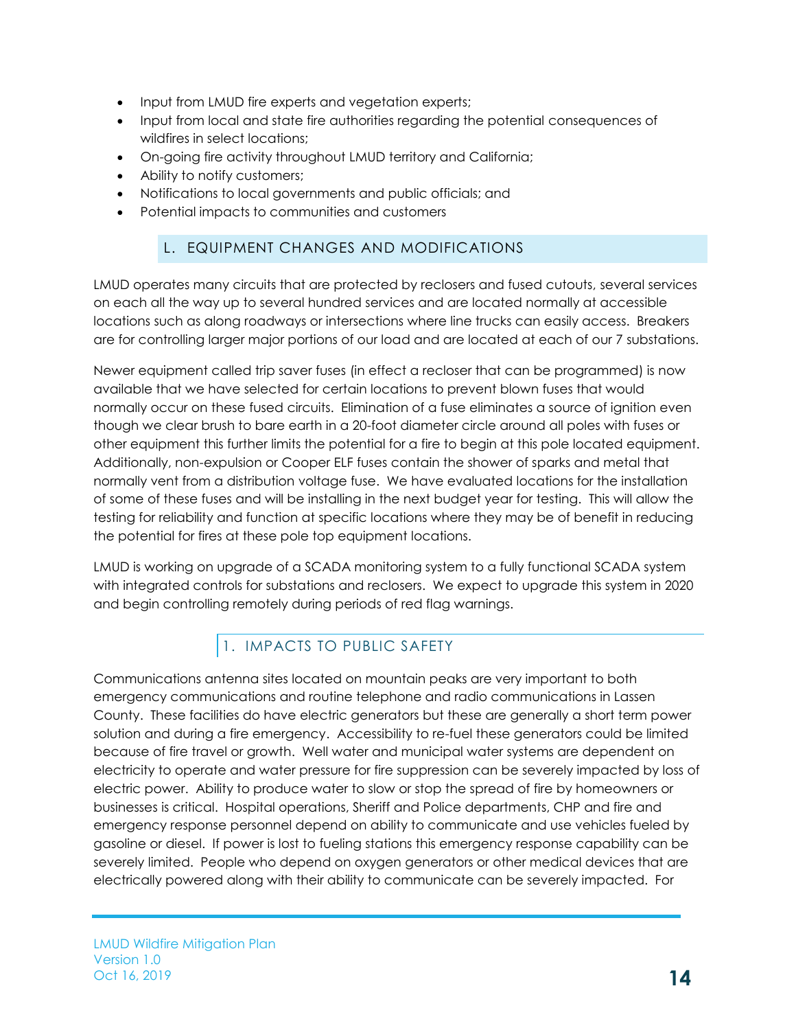- Input from LMUD fire experts and vegetation experts;
- Input from local and state fire authorities regarding the potential consequences of wildfires in select locations;
- On-going fire activity throughout LMUD territory and California;
- Ability to notify customers;
- Notifications to local governments and public officials; and
- Potential impacts to communities and customers

## L. EQUIPMENT CHANGES AND MODIFICATIONS

LMUD operates many circuits that are protected by reclosers and fused cutouts, several services on each all the way up to several hundred services and are located normally at accessible locations such as along roadways or intersections where line trucks can easily access. Breakers are for controlling larger major portions of our load and are located at each of our 7 substations.

Newer equipment called trip saver fuses (in effect a recloser that can be programmed) is now available that we have selected for certain locations to prevent blown fuses that would normally occur on these fused circuits. Elimination of a fuse eliminates a source of ignition even though we clear brush to bare earth in a 20-foot diameter circle around all poles with fuses or other equipment this further limits the potential for a fire to begin at this pole located equipment. Additionally, non-expulsion or Cooper ELF fuses contain the shower of sparks and metal that normally vent from a distribution voltage fuse. We have evaluated locations for the installation of some of these fuses and will be installing in the next budget year for testing. This will allow the testing for reliability and function at specific locations where they may be of benefit in reducing the potential for fires at these pole top equipment locations.

LMUD is working on upgrade of a SCADA monitoring system to a fully functional SCADA system with integrated controls for substations and reclosers. We expect to upgrade this system in 2020 and begin controlling remotely during periods of red flag warnings.

### 1. IMPACTS TO PUBLIC SAFETY

Communications antenna sites located on mountain peaks are very important to both emergency communications and routine telephone and radio communications in Lassen County. These facilities do have electric generators but these are generally a short term power solution and during a fire emergency. Accessibility to re-fuel these generators could be limited because of fire travel or growth. Well water and municipal water systems are dependent on electricity to operate and water pressure for fire suppression can be severely impacted by loss of electric power. Ability to produce water to slow or stop the spread of fire by homeowners or businesses is critical. Hospital operations, Sheriff and Police departments, CHP and fire and emergency response personnel depend on ability to communicate and use vehicles fueled by gasoline or diesel. If power is lost to fueling stations this emergency response capability can be severely limited. People who depend on oxygen generators or other medical devices that are electrically powered along with their ability to communicate can be severely impacted. For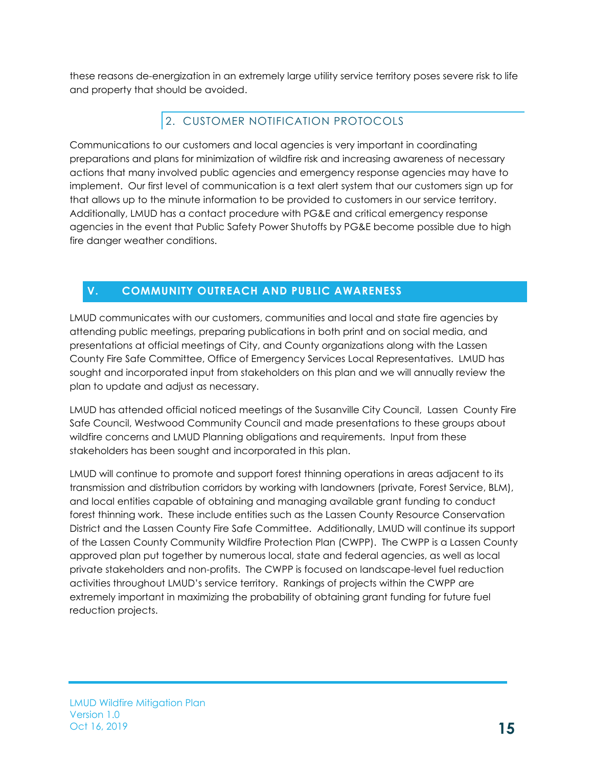these reasons de-energization in an extremely large utility service territory poses severe risk to life and property that should be avoided.

### 2. CUSTOMER NOTIFICATION PROTOCOLS

Communications to our customers and local agencies is very important in coordinating preparations and plans for minimization of wildfire risk and increasing awareness of necessary actions that many involved public agencies and emergency response agencies may have to implement. Our first level of communication is a text alert system that our customers sign up for that allows up to the minute information to be provided to customers in our service territory. Additionally, LMUD has a contact procedure with PG&E and critical emergency response agencies in the event that Public Safety Power Shutoffs by PG&E become possible due to high fire danger weather conditions.

## V. COMMUNITY OUTREACH AND PUBLIC AWARENESS

LMUD communicates with our customers, communities and local and state fire agencies by attending public meetings, preparing publications in both print and on social media, and presentations at official meetings of City, and County organizations along with the Lassen County Fire Safe Committee, Office of Emergency Services Local Representatives. LMUD has sought and incorporated input from stakeholders on this plan and we will annually review the plan to update and adjust as necessary.

LMUD has attended official noticed meetings of the Susanville City Council, Lassen County Fire Safe Council, Westwood Community Council and made presentations to these groups about wildfire concerns and LMUD Planning obligations and requirements. Input from these stakeholders has been sought and incorporated in this plan.

LMUD will continue to promote and support forest thinning operations in areas adjacent to its transmission and distribution corridors by working with landowners (private, Forest Service, BLM), and local entities capable of obtaining and managing available grant funding to conduct forest thinning work. These include entities such as the Lassen County Resource Conservation District and the Lassen County Fire Safe Committee. Additionally, LMUD will continue its support of the Lassen County Community Wildfire Protection Plan (CWPP). The CWPP is a Lassen County approved plan put together by numerous local, state and federal agencies, as well as local private stakeholders and non-profits. The CWPP is focused on landscape-level fuel reduction activities throughout LMUD's service territory. Rankings of projects within the CWPP are extremely important in maximizing the probability of obtaining grant funding for future fuel reduction projects.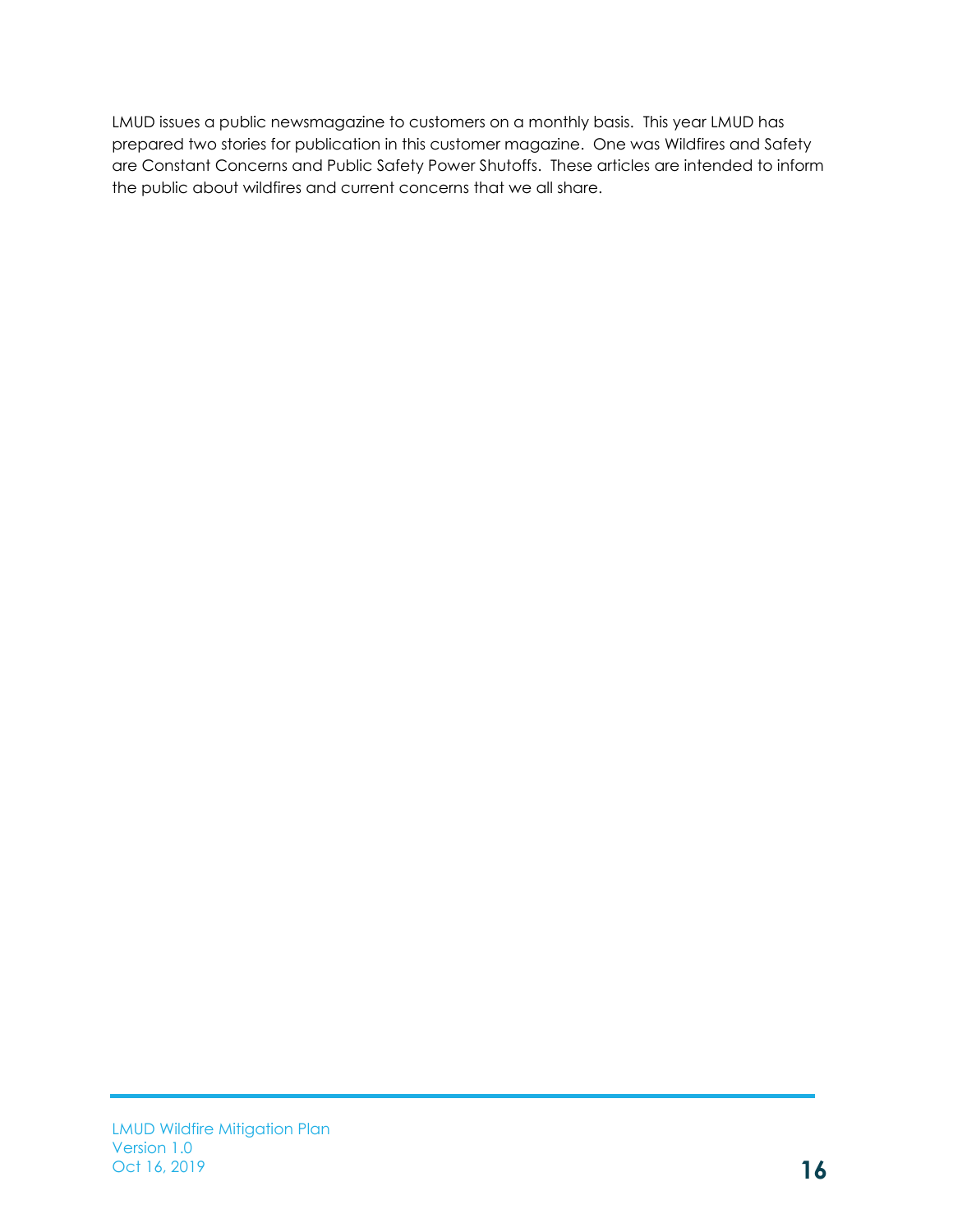LMUD issues a public newsmagazine to customers on a monthly basis. This year LMUD has prepared two stories for publication in this customer magazine. One was Wildfires and Safety are Constant Concerns and Public Safety Power Shutoffs. These articles are intended to inform the public about wildfires and current concerns that we all share.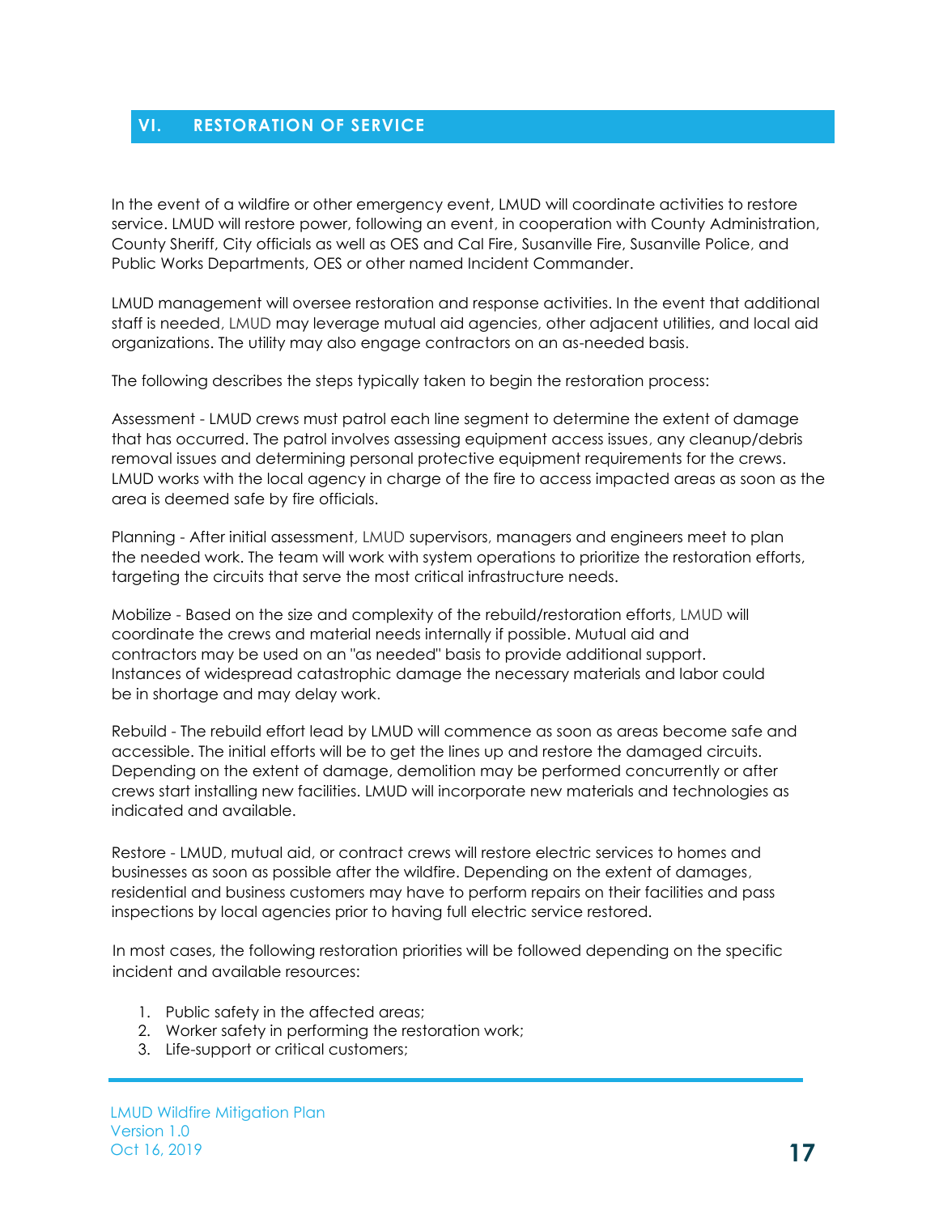## VI. RESTORATION OF SERVICE

In the event of a wildfire or other emergency event, LMUD will coordinate activities to restore service. LMUD will restore power, following an event, in cooperation with County Administration, County Sheriff, City officials as well as OES and Cal Fire, Susanville Fire, Susanville Police, and Public Works Departments, OES or other named Incident Commander.

LMUD management will oversee restoration and response activities. In the event that additional staff is needed, LMUD may leverage mutual aid agencies, other adjacent utilities, and local aid organizations. The utility may also engage contractors on an as-needed basis.

The following describes the steps typically taken to begin the restoration process:

Assessment - LMUD crews must patrol each line segment to determine the extent of damage that has occurred. The patrol involves assessing equipment access issues, any cleanup/debris removal issues and determining personal protective equipment requirements for the crews. LMUD works with the local agency in charge of the fire to access impacted areas as soon as the area is deemed safe by fire officials.

Planning - After initial assessment, LMUD supervisors, managers and engineers meet to plan the needed work. The team will work with system operations to prioritize the restoration efforts, targeting the circuits that serve the most critical infrastructure needs.

Mobilize - Based on the size and complexity of the rebuild/restoration efforts, LMUD will coordinate the crews and material needs internally if possible. Mutual aid and contractors may be used on an "as needed" basis to provide additional support. Instances of widespread catastrophic damage the necessary materials and labor could be in shortage and may delay work.

Rebuild - The rebuild effort lead by LMUD will commence as soon as areas become safe and accessible. The initial efforts will be to get the lines up and restore the damaged circuits. Depending on the extent of damage, demolition may be performed concurrently or after crews start installing new facilities. LMUD will incorporate new materials and technologies as indicated and available.

Restore - LMUD, mutual aid, or contract crews will restore electric services to homes and businesses as soon as possible after the wildfire. Depending on the extent of damages, residential and business customers may have to perform repairs on their facilities and pass inspections by local agencies prior to having full electric service restored.

In most cases, the following restoration priorities will be followed depending on the specific incident and available resources:

1. Public safety in the affected areas;
2. Worker safety in performing the restoration work;
3. Life-support or critical customers;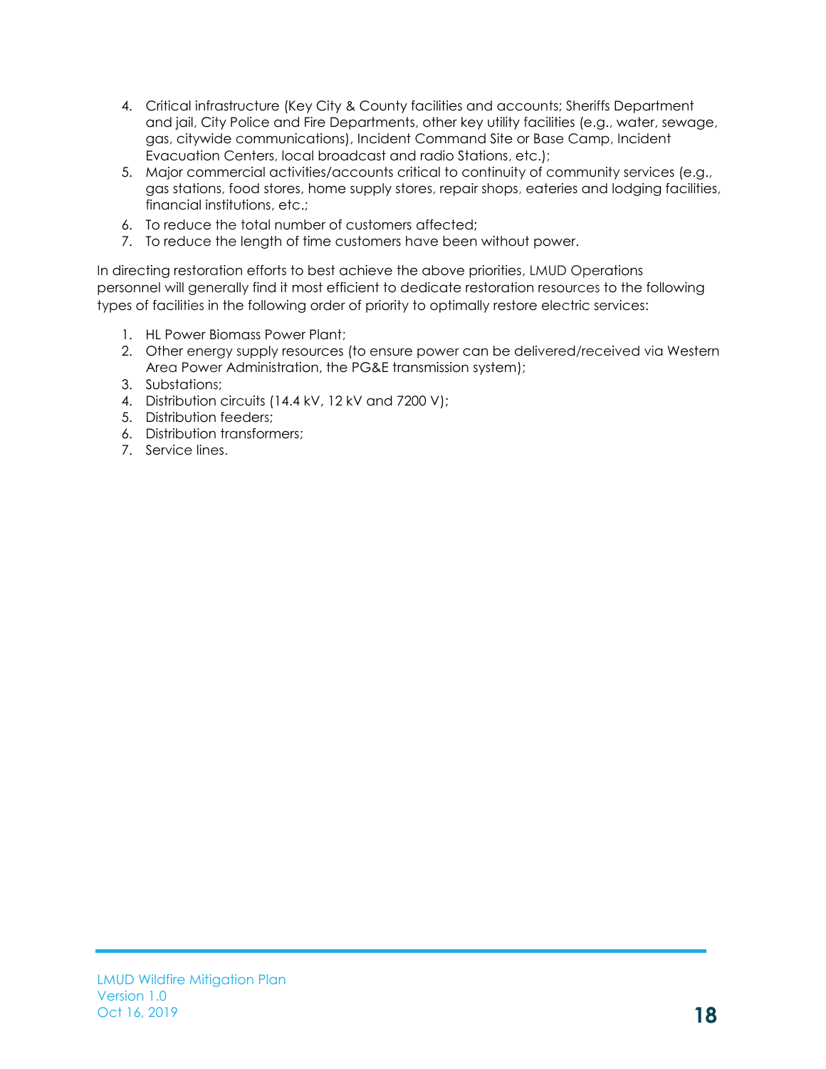4. Critical infrastructure (Key City & County facilities and accounts; Sheriffs Department and jail, City Police and Fire Departments, other key utility facilities (e.g., water, sewage, gas, citywide communications), Incident Command Site or Base Camp, Incident Evacuation Centers, local broadcast and radio Stations, etc.);
5. Major commercial activities/accounts critical to continuity of community services (e.g., gas stations, food stores, home supply stores, repair shops, eateries and lodging facilities, financial institutions, etc.;
6. To reduce the total number of customers affected;
7. To reduce the length of time customers have been without power.

In directing restoration efforts to best achieve the above priorities, LMUD Operations personnel will generally find it most efficient to dedicate restoration resources to the following types of facilities in the following order of priority to optimally restore electric services:

1. HL Power Biomass Power Plant;
2. Other energy supply resources (to ensure power can be delivered/received via Western Area Power Administration, the PG&E transmission system);
3. Substations;
4. Distribution circuits (14.4 kV, 12 kV and 7200 V);
5. Distribution feeders;
6. Distribution transformers;
7. Service lines.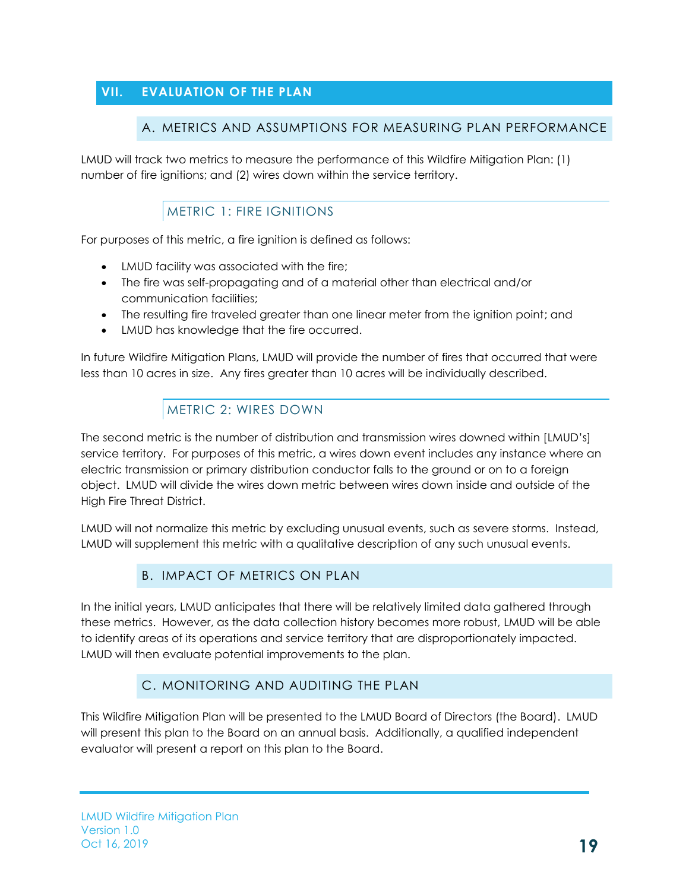# VII. EVALUATION OF THE PLAN

## A. METRICS AND ASSUMPTIONS FOR MEASURING PLAN PERFORMANCE

LMUD will track two metrics to measure the performance of this Wildfire Mitigation Plan: (1) number of fire ignitions; and (2) wires down within the service territory.

### METRIC 1: FIRE IGNITIONS

For purposes of this metric, a fire ignition is defined as follows:

- LMUD facility was associated with the fire;
- The fire was self-propagating and of a material other than electrical and/or communication facilities;
- The resulting fire traveled greater than one linear meter from the ignition point; and
- LMUD has knowledge that the fire occurred.

In future Wildfire Mitigation Plans, LMUD will provide the number of fires that occurred that were less than 10 acres in size. Any fires greater than 10 acres will be individually described.

### METRIC 2: WIRES DOWN

The second metric is the number of distribution and transmission wires downed within [LMUD's] service territory. For purposes of this metric, a wires down event includes any instance where an electric transmission or primary distribution conductor falls to the ground or on to a foreign object. LMUD will divide the wires down metric between wires down inside and outside of the High Fire Threat District.

LMUD will not normalize this metric by excluding unusual events, such as severe storms. Instead, LMUD will supplement this metric with a qualitative description of any such unusual events.

## B. IMPACT OF METRICS ON PLAN

In the initial years, LMUD anticipates that there will be relatively limited data gathered through these metrics. However, as the data collection history becomes more robust, LMUD will be able to identify areas of its operations and service territory that are disproportionately impacted. LMUD will then evaluate potential improvements to the plan.

## C. MONITORING AND AUDITING THE PLAN

This Wildfire Mitigation Plan will be presented to the LMUD Board of Directors (the Board). LMUD will present this plan to the Board on an annual basis. Additionally, a qualified independent evaluator will present a report on this plan to the Board.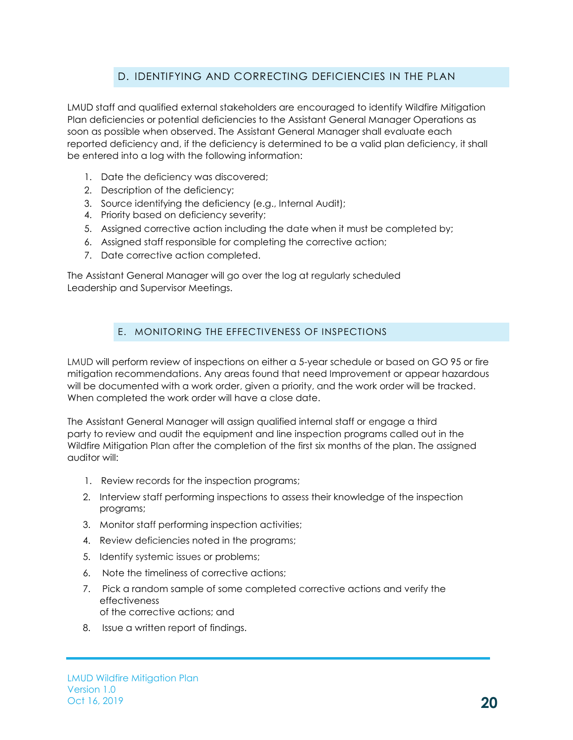## D. IDENTIFYING AND CORRECTING DEFICIENCIES IN THE PLAN

LMUD staff and qualified external stakeholders are encouraged to identify Wildfire Mitigation Plan deficiencies or potential deficiencies to the Assistant General Manager Operations as soon as possible when observed. The Assistant General Manager shall evaluate each reported deficiency and, if the deficiency is determined to be a valid plan deficiency, it shall be entered into a log with the following information:

1. Date the deficiency was discovered;
2. Description of the deficiency;
3. Source identifying the deficiency (e.g., Internal Audit);
4. Priority based on deficiency severity;
5. Assigned corrective action including the date when it must be completed by;
6. Assigned staff responsible for completing the corrective action;
7. Date corrective action completed.

The Assistant General Manager will go over the log at regularly scheduled Leadership and Supervisor Meetings.

## E. MONITORING THE EFFECTIVENESS OF INSPECTIONS

LMUD will perform review of inspections on either a 5-year schedule or based on GO 95 or fire mitigation recommendations. Any areas found that need Improvement or appear hazardous will be documented with a work order, given a priority, and the work order will be tracked. When completed the work order will have a close date.

The Assistant General Manager will assign qualified internal staff or engage a third party to review and audit the equipment and line inspection programs called out in the Wildfire Mitigation Plan after the completion of the first six months of the plan. The assigned auditor will:

1. Review records for the inspection programs;
2. Interview staff performing inspections to assess their knowledge of the inspection programs;
3. Monitor staff performing inspection activities;
4. Review deficiencies noted in the programs;
5. Identify systemic issues or problems;
6. Note the timeliness of corrective actions;
7. Pick a random sample of some completed corrective actions and verify the effectiveness of the corrective actions; and
8. Issue a written report of findings.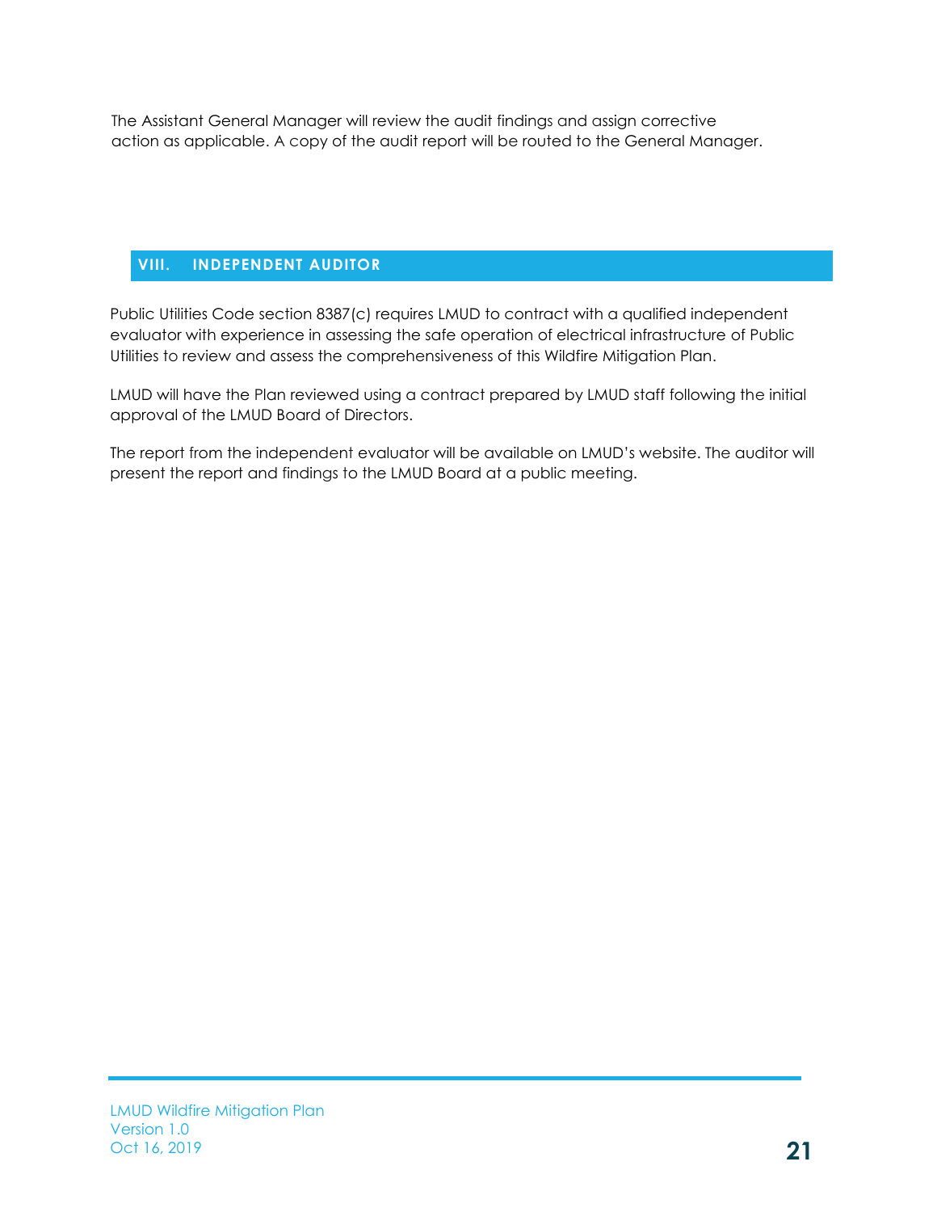The Assistant General Manager will review the audit findings and assign corrective action as applicable. A copy of the audit report will be routed to the General Manager.

## VIII. INDEPENDENT AUDITOR

Public Utilities Code section 8387(c) requires LMUD to contract with a qualified independent evaluator with experience in assessing the safe operation of electrical infrastructure of Public Utilities to review and assess the comprehensiveness of this Wildfire Mitigation Plan.

LMUD will have the Plan reviewed using a contract prepared by LMUD staff following the initial approval of the LMUD Board of Directors.

The report from the independent evaluator will be available on LMUD's website. The auditor will present the report and findings to the LMUD Board at a public meeting.